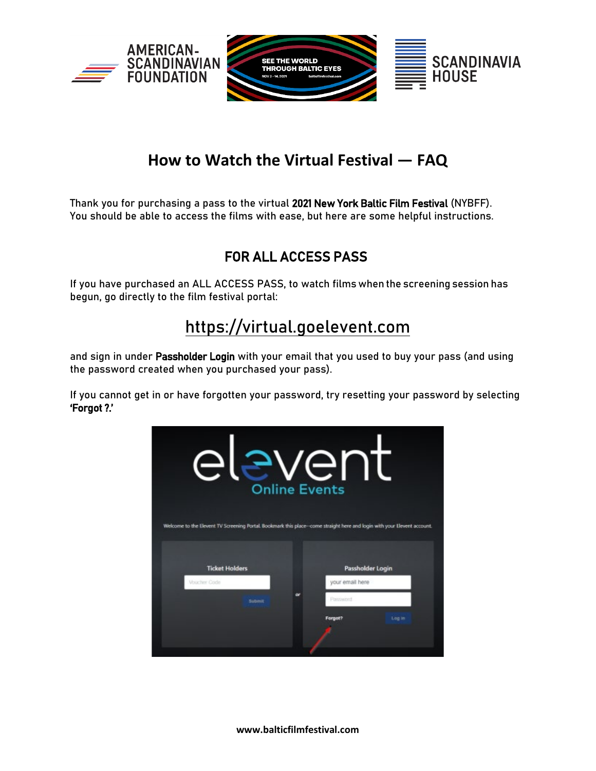# How to Watch the Virtual Festival — FAQ

Thank you for purchasing a pass to the virtual **2021 New York Baltic Film Festival** (NYBFF). You should be able to access the films with ease, but here are some helpful instructions.

## FOR ALL ACCESS PASS

If you have purchased an ALL ACCESS PASS, to watch films when the screening session has begun, go directly to the film festival portal:

### https://virtual.goelevent.com

and sign in under **Passholder Login** with your email that you used to buy your pass (and using the password created when you purchased your pass).

If you cannot get in or have forgotten your password, try resetting your password by selecting **'Forgot ?.'**

www.balticfilmfestival.com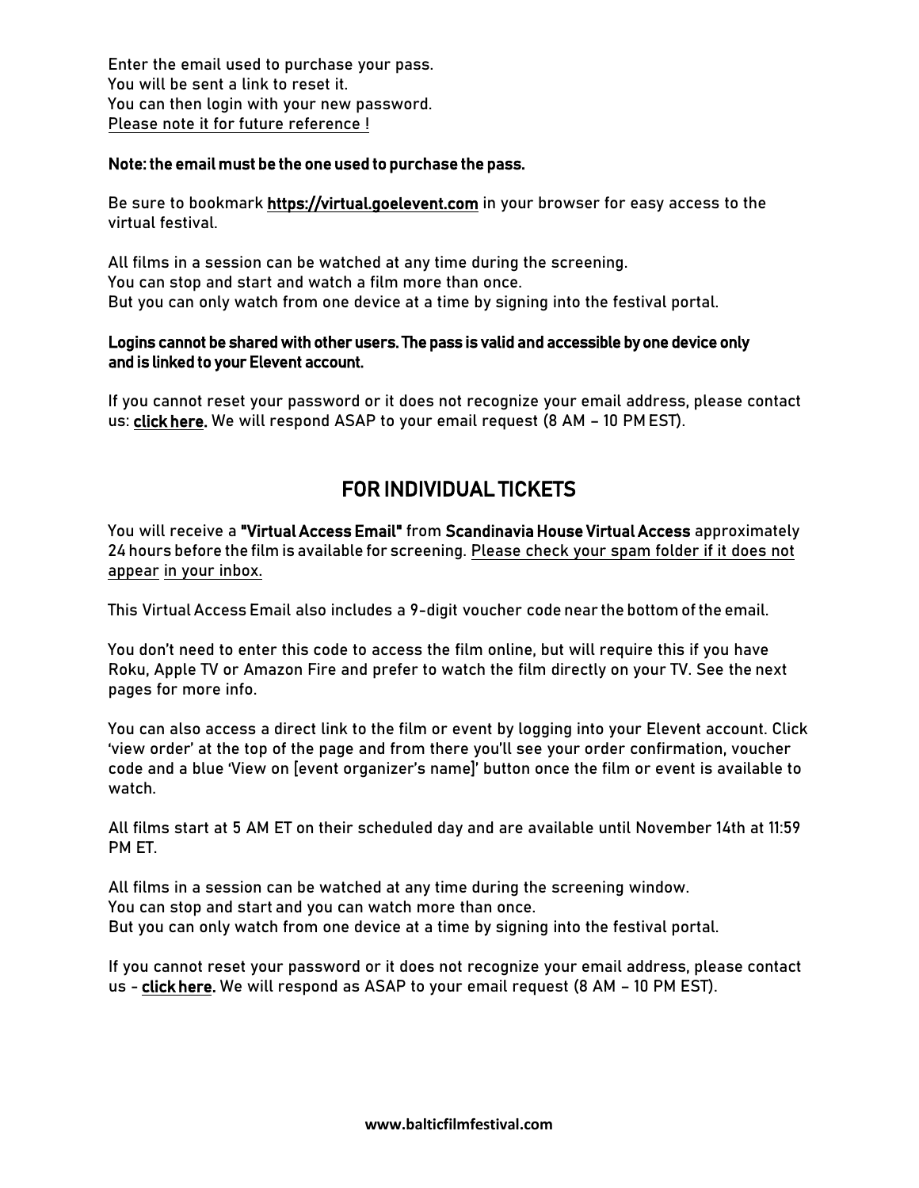Enter the email used to purchase your pass.
You will be sent a link to reset it.
You can then login with your new password.
Please note it for future reference !

**Note: the email must be the one used to purchase the pass.**

Be sure to bookmark **https://virtual.goelevent.com** in your browser for easy access to the virtual festival.

All films in a session can be watched at any time during the screening.
You can stop and start and watch a film more than once.
But you can only watch from one device at a time by signing into the festival portal.

**Logins cannot be shared with other users. The pass is valid and accessible by one device only and is linked to your Elevent account.**

If you cannot reset your password or it does not recognize your email address, please contact us: **click here.** We will respond ASAP to your email request (8 AM – 10 PM EST).

## FOR INDIVIDUAL TICKETS

You will receive a **"Virtual Access Email"** from **Scandinavia House Virtual Access** approximately 24 hours before the film is available for screening. Please check your spam folder if it does not appear in your inbox.

This Virtual Access Email also includes a 9-digit voucher code near the bottom of the email.

You don't need to enter this code to access the film online, but will require this if you have Roku, Apple TV or Amazon Fire and prefer to watch the film directly on your TV. See the next pages for more info.

You can also access a direct link to the film or event by logging into your Elevent account. Click 'view order' at the top of the page and from there you'll see your order confirmation, voucher code and a blue 'View on [event organizer's name]' button once the film or event is available to watch.

All films start at 5 AM ET on their scheduled day and are available until November 14th at 11:59 PM ET.

All films in a session can be watched at any time during the screening window.
You can stop and start and you can watch more than once.
But you can only watch from one device at a time by signing into the festival portal.

If you cannot reset your password or it does not recognize your email address, please contact us - **click here.** We will respond as ASAP to your email request (8 AM – 10 PM EST).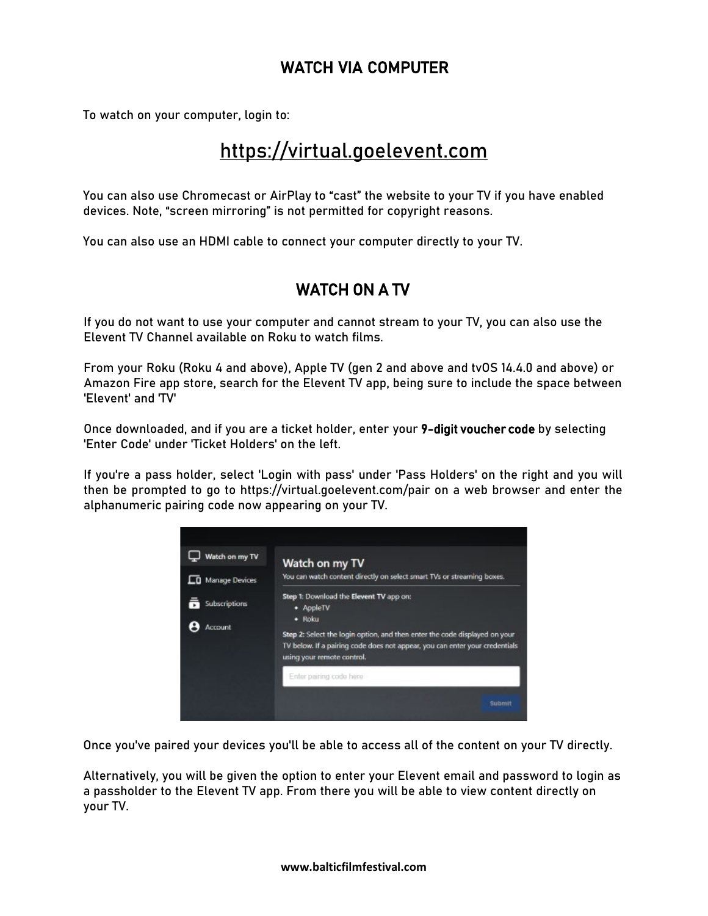## WATCH VIA COMPUTER

To watch on your computer, login to:

https://virtual.goelevent.com

You can also use Chromecast or AirPlay to "cast" the website to your TV if you have enabled devices. Note, "screen mirroring" is not permitted for copyright reasons.

You can also use an HDMI cable to connect your computer directly to your TV.

## WATCH ON A TV

If you do not want to use your computer and cannot stream to your TV, you can also use the Elevent TV Channel available on Roku to watch films.

From your Roku (Roku 4 and above), Apple TV (gen 2 and above and tvOS 14.4.0 and above) or Amazon Fire app store, search for the Elevent TV app, being sure to include the space between 'Elevent' and 'TV'

Once downloaded, and if you are a ticket holder, enter your **9-digit voucher code** by selecting 'Enter Code' under 'Ticket Holders' on the left.

If you're a pass holder, select 'Login with pass' under 'Pass Holders' on the right and you will then be prompted to go to https://virtual.goelevent.com/pair on a web browser and enter the alphanumeric pairing code now appearing on your TV.

Once you've paired your devices you'll be able to access all of the content on your TV directly.

Alternatively, you will be given the option to enter your Elevent email and password to login as a passholder to the Elevent TV app. From there you will be able to view content directly on your TV.

www.balticfilmfestival.com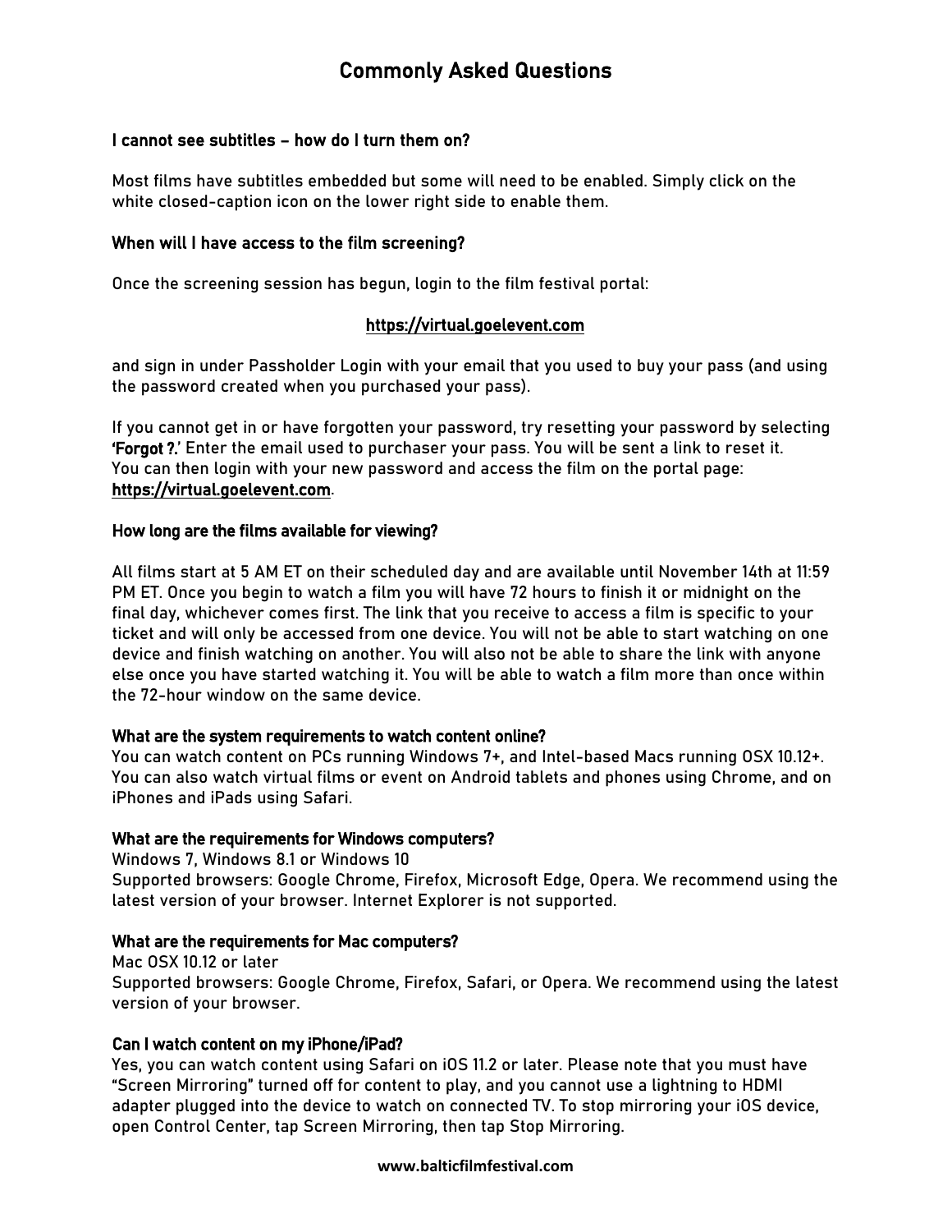# Commonly Asked Questions

**I cannot see subtitles – how do I turn them on?**

Most films have subtitles embedded but some will need to be enabled. Simply click on the white closed-caption icon on the lower right side to enable them.

**When will I have access to the film screening?**

Once the screening session has begun, login to the film festival portal:

https://virtual.goelevent.com

and sign in under Passholder Login with your email that you used to buy your pass (and using the password created when you purchased your pass).

If you cannot get in or have forgotten your password, try resetting your password by selecting **'Forgot ?.'** Enter the email used to purchaser your pass. You will be sent a link to reset it. You can then login with your new password and access the film on the portal page: **https://virtual.goelevent.com**.

**How long are the films available for viewing?**

All films start at 5 AM ET on their scheduled day and are available until November 14th at 11:59 PM ET. Once you begin to watch a film you will have 72 hours to finish it or midnight on the final day, whichever comes first. The link that you receive to access a film is specific to your ticket and will only be accessed from one device. You will not be able to start watching on one device and finish watching on another. You will also not be able to share the link with anyone else once you have started watching it. You will be able to watch a film more than once within the 72-hour window on the same device.

**What are the system requirements to watch content online?**
You can watch content on PCs running Windows 7+, and Intel-based Macs running OSX 10.12+. You can also watch virtual films or event on Android tablets and phones using Chrome, and on iPhones and iPads using Safari.

**What are the requirements for Windows computers?**
Windows 7, Windows 8.1 or Windows 10
Supported browsers: Google Chrome, Firefox, Microsoft Edge, Opera. We recommend using the latest version of your browser. Internet Explorer is not supported.

**What are the requirements for Mac computers?**
Mac OSX 10.12 or later
Supported browsers: Google Chrome, Firefox, Safari, or Opera. We recommend using the latest version of your browser.

**Can I watch content on my iPhone/iPad?**
Yes, you can watch content using Safari on iOS 11.2 or later. Please note that you must have "Screen Mirroring" turned off for content to play, and you cannot use a lightning to HDMI adapter plugged into the device to watch on connected TV. To stop mirroring your iOS device, open Control Center, tap Screen Mirroring, then tap Stop Mirroring.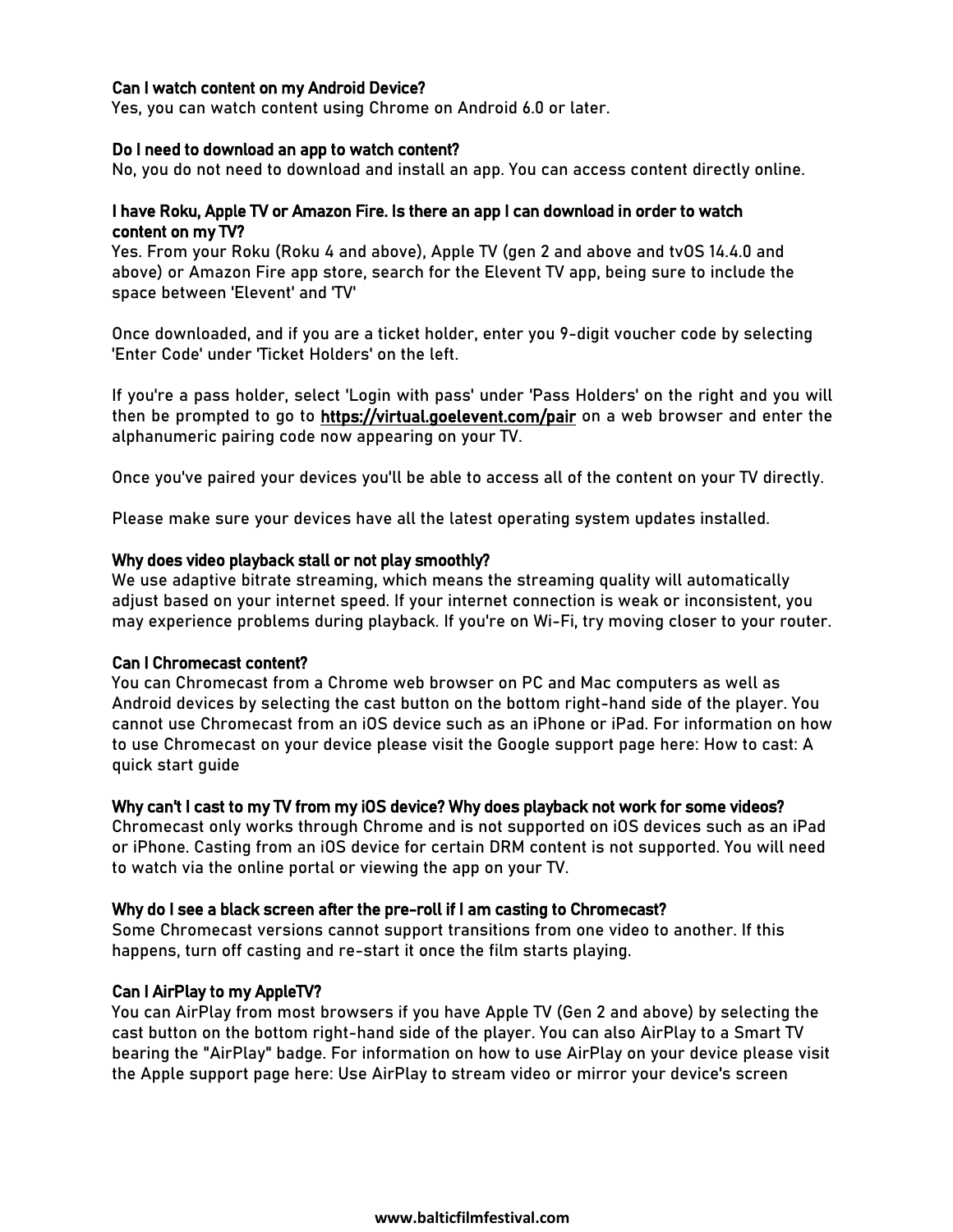**Can I watch content on my Android Device?**
Yes, you can watch content using Chrome on Android 6.0 or later.

**Do I need to download an app to watch content?**
No, you do not need to download and install an app. You can access content directly online.

**I have Roku, Apple TV or Amazon Fire. Is there an app I can download in order to watch content on my TV?**
Yes. From your Roku (Roku 4 and above), Apple TV (gen 2 and above and tvOS 14.4.0 and above) or Amazon Fire app store, search for the Elevent TV app, being sure to include the space between 'Elevent' and 'TV'

Once downloaded, and if you are a ticket holder, enter you 9-digit voucher code by selecting 'Enter Code' under 'Ticket Holders' on the left.

If you're a pass holder, select 'Login with pass' under 'Pass Holders' on the right and you will then be prompted to go to https://virtual.goelevent.com/pair on a web browser and enter the alphanumeric pairing code now appearing on your TV.

Once you've paired your devices you'll be able to access all of the content on your TV directly.

Please make sure your devices have all the latest operating system updates installed.

**Why does video playback stall or not play smoothly?**
We use adaptive bitrate streaming, which means the streaming quality will automatically adjust based on your internet speed. If your internet connection is weak or inconsistent, you may experience problems during playback. If you're on Wi-Fi, try moving closer to your router.

**Can I Chromecast content?**
You can Chromecast from a Chrome web browser on PC and Mac computers as well as Android devices by selecting the cast button on the bottom right-hand side of the player. You cannot use Chromecast from an iOS device such as an iPhone or iPad. For information on how to use Chromecast on your device please visit the Google support page here: How to cast: A quick start guide

**Why can't I cast to my TV from my iOS device? Why does playback not work for some videos?**
Chromecast only works through Chrome and is not supported on iOS devices such as an iPad or iPhone. Casting from an iOS device for certain DRM content is not supported. You will need to watch via the online portal or viewing the app on your TV.

**Why do I see a black screen after the pre-roll if I am casting to Chromecast?**
Some Chromecast versions cannot support transitions from one video to another. If this happens, turn off casting and re-start it once the film starts playing.

**Can I AirPlay to my AppleTV?**
You can AirPlay from most browsers if you have Apple TV (Gen 2 and above) by selecting the cast button on the bottom right-hand side of the player. You can also AirPlay to a Smart TV bearing the "AirPlay" badge. For information on how to use AirPlay on your device please visit the Apple support page here: Use AirPlay to stream video or mirror your device's screen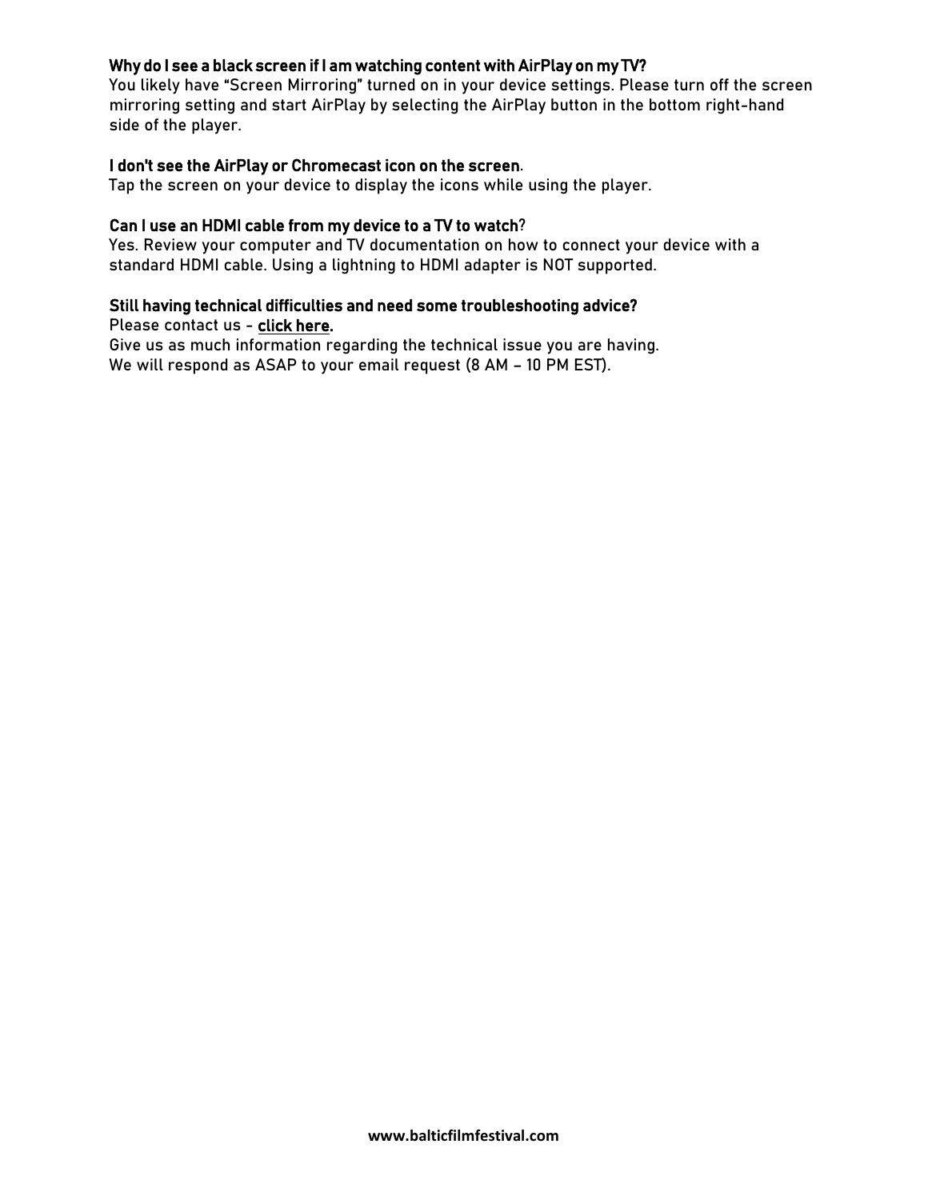**Why do I see a black screen if I am watching content with AirPlay on my TV?**
You likely have "Screen Mirroring" turned on in your device settings. Please turn off the screen mirroring setting and start AirPlay by selecting the AirPlay button in the bottom right-hand side of the player.

**I don't see the AirPlay or Chromecast icon on the screen**.
Tap the screen on your device to display the icons while using the player.

**Can I use an HDMI cable from my device to a TV to watch**?
Yes. Review your computer and TV documentation on how to connect your device with a standard HDMI cable. Using a lightning to HDMI adapter is NOT supported.

**Still having technical difficulties and need some troubleshooting advice?**
Please contact us - **click here.**
Give us as much information regarding the technical issue you are having.
We will respond as ASAP to your email request (8 AM – 10 PM EST).

**www.balticfilmfestival.com**